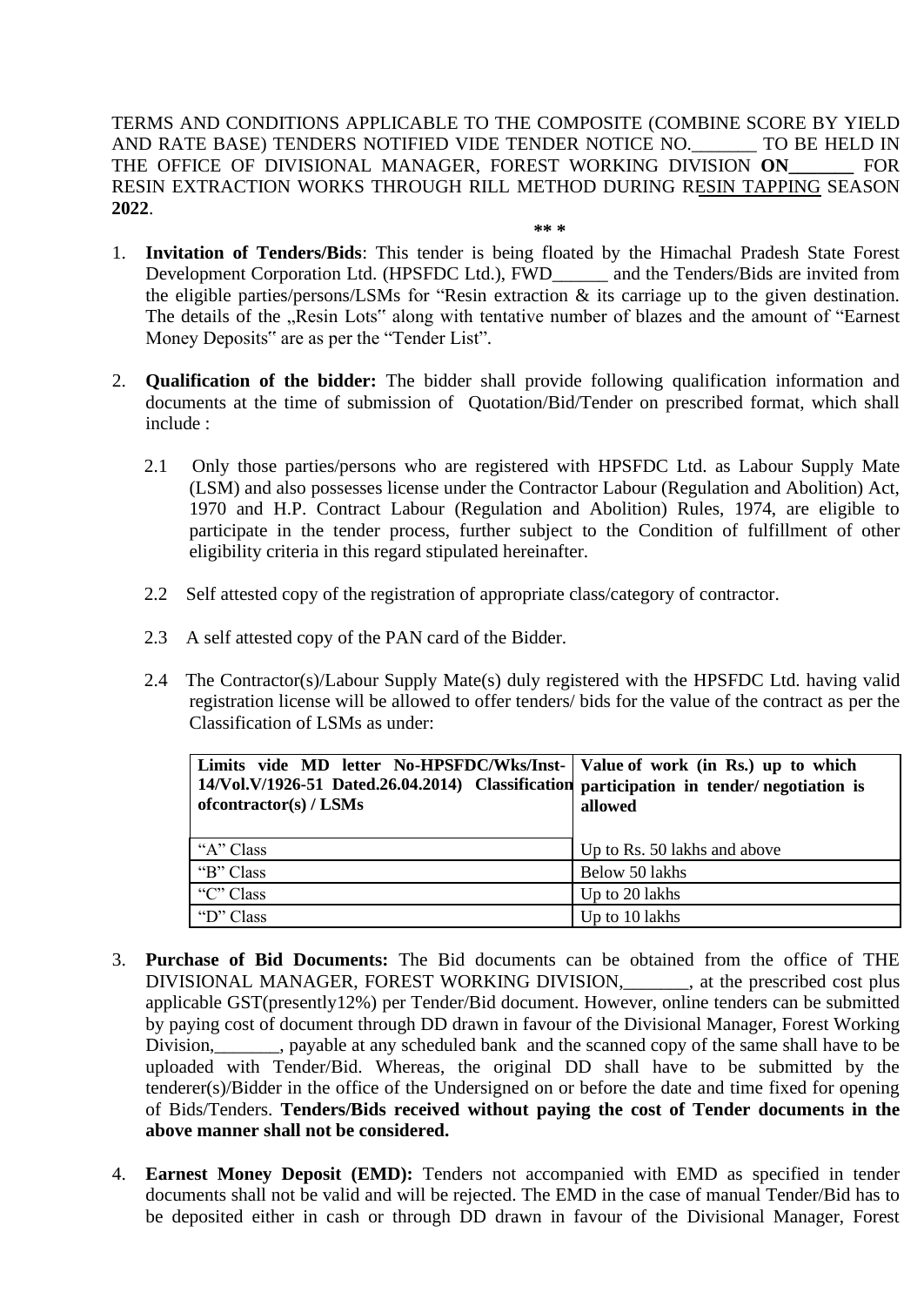TERMS AND CONDITIONS APPLICABLE TO THE COMPOSITE (COMBINE SCORE BY YIELD AND RATE BASE) TENDERS NOTIFIED VIDE TENDER NOTICE NO._______ TO BE HELD IN THE OFFICE OF DIVISIONAL MANAGER, FOREST WORKING DIVISION **ON_______** FOR RESIN EXTRACTION WORKS THROUGH RILL METHOD DURING RESIN TAPPING SEASON **2022**.

**\*\* \***

1. **Invitation of Tenders/Bids**: This tender is being floated by the Himachal Pradesh State Forest Development Corporation Ltd. (HPSFDC Ltd.), FWD______ and the Tenders/Bids are invited from the eligible parties/persons/LSMs for "Resin extraction & its carriage up to the given destination. The details of the „Resin Lots" along with tentative number of blazes and the amount of "Earnest Money Deposits" are as per the "Tender List".

2. **Qualification of the bidder:** The bidder shall provide following qualification information and documents at the time of submission of Quotation/Bid/Tender on prescribed format, which shall include :

   2.1 Only those parties/persons who are registered with HPSFDC Ltd. as Labour Supply Mate (LSM) and also possesses license under the Contractor Labour (Regulation and Abolition) Act, 1970 and H.P. Contract Labour (Regulation and Abolition) Rules, 1974, are eligible to participate in the tender process, further subject to the Condition of fulfillment of other eligibility criteria in this regard stipulated hereinafter.

   2.2 Self attested copy of the registration of appropriate class/category of contractor.

   2.3 A self attested copy of the PAN card of the Bidder.

   2.4 The Contractor(s)/Labour Supply Mate(s) duly registered with the HPSFDC Ltd. having valid registration license will be allowed to offer tenders/ bids for the value of the contract as per the Classification of LSMs as under:

| Limits vide MD letter No-HPSFDC/Wks/Inst-14/Vol.V/1926-51 Dated.26.04.2014) Classification ofcontractor(s) / LSMs | Value of work (in Rs.) up to which participation in tender/ negotiation is allowed |
|---|---|
| "A" Class | Up to Rs. 50 lakhs and above |
| "B" Class | Below 50 lakhs |
| "C" Class | Up to 20 lakhs |
| "D" Class | Up to 10 lakhs |

3. **Purchase of Bid Documents:** The Bid documents can be obtained from the office of THE DIVISIONAL MANAGER, FOREST WORKING DIVISION,_______, at the prescribed cost plus applicable GST(presently12%) per Tender/Bid document. However, online tenders can be submitted by paying cost of document through DD drawn in favour of the Divisional Manager, Forest Working Division,_______, payable at any scheduled bank and the scanned copy of the same shall have to be uploaded with Tender/Bid. Whereas, the original DD shall have to be submitted by the tenderer(s)/Bidder in the office of the Undersigned on or before the date and time fixed for opening of Bids/Tenders. **Tenders/Bids received without paying the cost of Tender documents in the above manner shall not be considered.**

4. **Earnest Money Deposit (EMD):** Tenders not accompanied with EMD as specified in tender documents shall not be valid and will be rejected. The EMD in the case of manual Tender/Bid has to be deposited either in cash or through DD drawn in favour of the Divisional Manager, Forest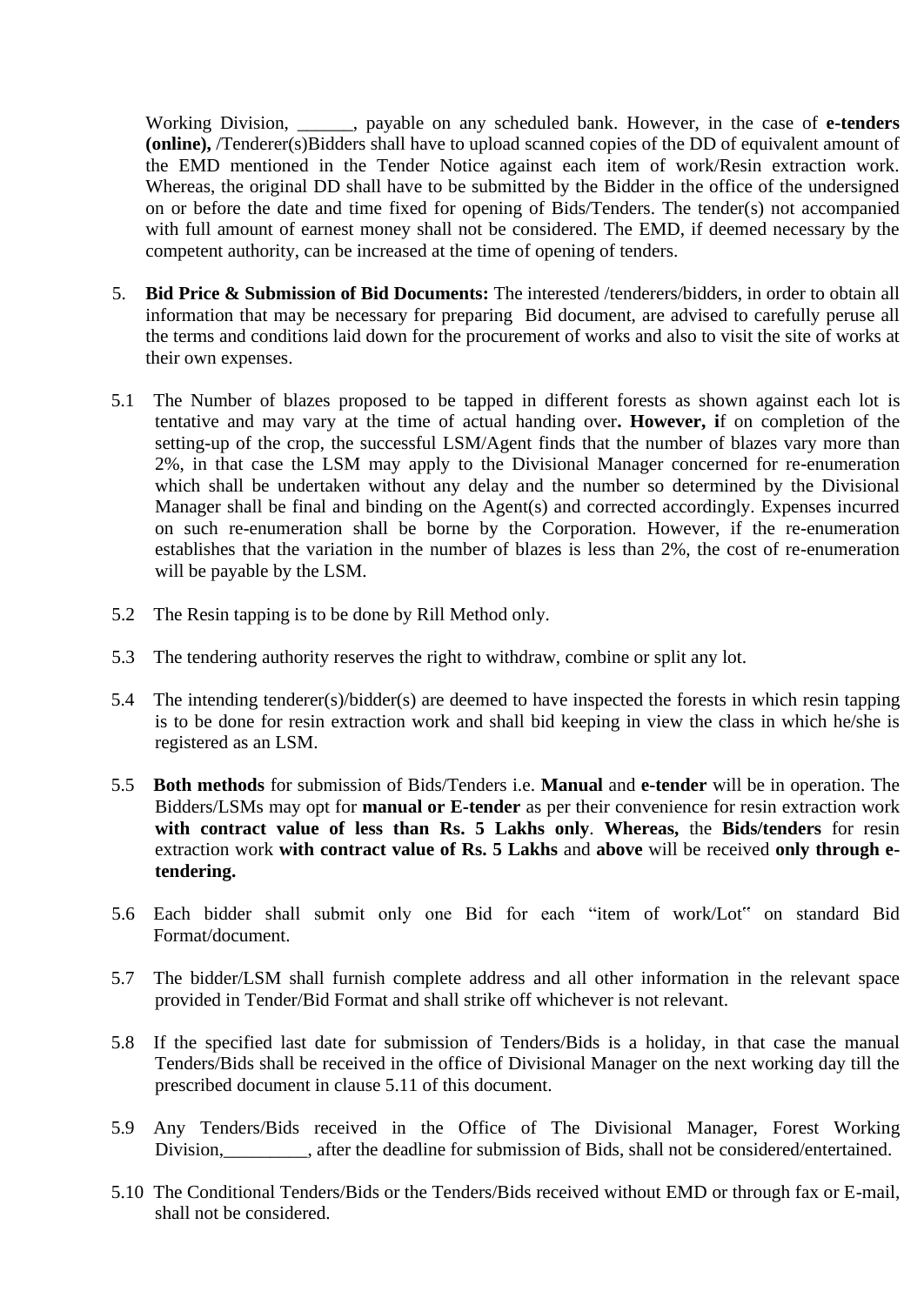Working Division, ______, payable on any scheduled bank. However, in the case of **e-tenders (online),** /Tenderer(s)Bidders shall have to upload scanned copies of the DD of equivalent amount of the EMD mentioned in the Tender Notice against each item of work/Resin extraction work. Whereas, the original DD shall have to be submitted by the Bidder in the office of the undersigned on or before the date and time fixed for opening of Bids/Tenders. The tender(s) not accompanied with full amount of earnest money shall not be considered. The EMD, if deemed necessary by the competent authority, can be increased at the time of opening of tenders.

5. **Bid Price & Submission of Bid Documents:** The interested /tenderers/bidders, in order to obtain all information that may be necessary for preparing Bid document, are advised to carefully peruse all the terms and conditions laid down for the procurement of works and also to visit the site of works at their own expenses.

5.1 The Number of blazes proposed to be tapped in different forests as shown against each lot is tentative and may vary at the time of actual handing over**. However, i**f on completion of the setting-up of the crop, the successful LSM/Agent finds that the number of blazes vary more than 2%, in that case the LSM may apply to the Divisional Manager concerned for re-enumeration which shall be undertaken without any delay and the number so determined by the Divisional Manager shall be final and binding on the Agent(s) and corrected accordingly. Expenses incurred on such re-enumeration shall be borne by the Corporation. However, if the re-enumeration establishes that the variation in the number of blazes is less than 2%, the cost of re-enumeration will be payable by the LSM.

5.2 The Resin tapping is to be done by Rill Method only.

5.3 The tendering authority reserves the right to withdraw, combine or split any lot.

5.4 The intending tenderer(s)/bidder(s) are deemed to have inspected the forests in which resin tapping is to be done for resin extraction work and shall bid keeping in view the class in which he/she is registered as an LSM.

5.5 **Both methods** for submission of Bids/Tenders i.e. **Manual** and **e-tender** will be in operation. The Bidders/LSMs may opt for **manual or E-tender** as per their convenience for resin extraction work **with contract value of less than Rs. 5 Lakhs only**. **Whereas,** the **Bids/tenders** for resin extraction work **with contract value of Rs. 5 Lakhs** and **above** will be received **only through e-tendering.**

5.6 Each bidder shall submit only one Bid for each "item of work/Lot" on standard Bid Format/document.

5.7 The bidder/LSM shall furnish complete address and all other information in the relevant space provided in Tender/Bid Format and shall strike off whichever is not relevant.

5.8 If the specified last date for submission of Tenders/Bids is a holiday, in that case the manual Tenders/Bids shall be received in the office of Divisional Manager on the next working day till the prescribed document in clause 5.11 of this document.

5.9 Any Tenders/Bids received in the Office of The Divisional Manager, Forest Working Division,_________, after the deadline for submission of Bids, shall not be considered/entertained.

5.10 The Conditional Tenders/Bids or the Tenders/Bids received without EMD or through fax or E-mail, shall not be considered.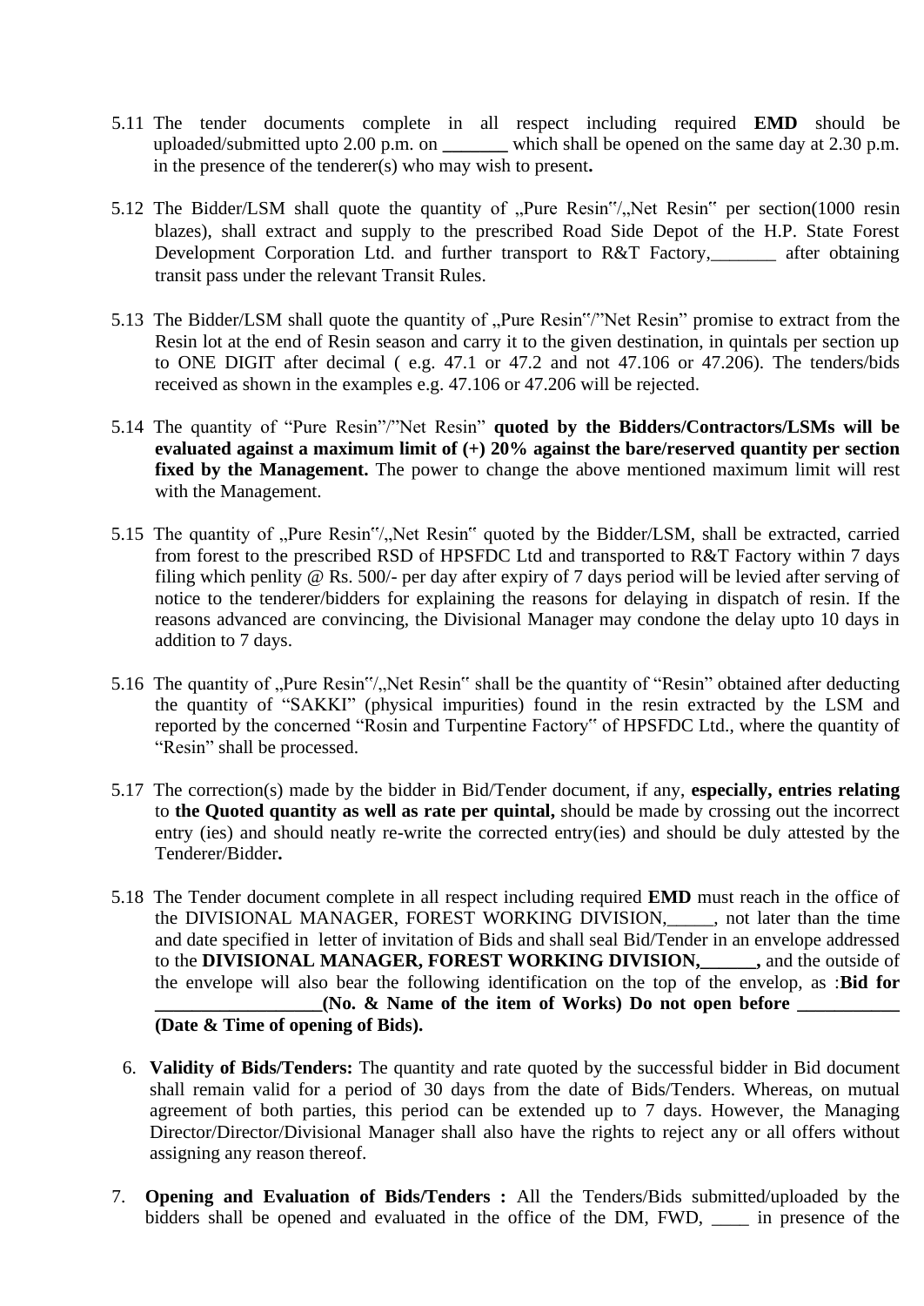5.11 The tender documents complete in all respect including required **EMD** should be uploaded/submitted upto 2.00 p.m. on _______ which shall be opened on the same day at 2.30 p.m. in the presence of the tenderer(s) who may wish to present**.**

5.12 The Bidder/LSM shall quote the quantity of „Pure Resin‟/„Net Resin‟ per section(1000 resin blazes), shall extract and supply to the prescribed Road Side Depot of the H.P. State Forest Development Corporation Ltd. and further transport to R&T Factory,_______ after obtaining transit pass under the relevant Transit Rules.

5.13 The Bidder/LSM shall quote the quantity of „Pure Resin‟/"Net Resin" promise to extract from the Resin lot at the end of Resin season and carry it to the given destination, in quintals per section up to ONE DIGIT after decimal ( e.g. 47.1 or 47.2 and not 47.106 or 47.206). The tenders/bids received as shown in the examples e.g. 47.106 or 47.206 will be rejected.

5.14 The quantity of "Pure Resin"/"Net Resin" **quoted by the Bidders/Contractors/LSMs will be evaluated against a maximum limit of (+) 20% against the bare/reserved quantity per section fixed by the Management.** The power to change the above mentioned maximum limit will rest with the Management.

5.15 The quantity of „Pure Resin‟/„Net Resin‟ quoted by the Bidder/LSM, shall be extracted, carried from forest to the prescribed RSD of HPSFDC Ltd and transported to R&T Factory within 7 days filing which penlity @ Rs. 500/- per day after expiry of 7 days period will be levied after serving of notice to the tenderer/bidders for explaining the reasons for delaying in dispatch of resin. If the reasons advanced are convincing, the Divisional Manager may condone the delay upto 10 days in addition to 7 days.

5.16 The quantity of „Pure Resin‟/„Net Resin‟ shall be the quantity of "Resin" obtained after deducting the quantity of "SAKKI" (physical impurities) found in the resin extracted by the LSM and reported by the concerned "Rosin and Turpentine Factory‟ of HPSFDC Ltd., where the quantity of "Resin" shall be processed.

5.17 The correction(s) made by the bidder in Bid/Tender document, if any, **especially, entries relating** to **the Quoted quantity as well as rate per quintal,** should be made by crossing out the incorrect entry (ies) and should neatly re-write the corrected entry(ies) and should be duly attested by the Tenderer/Bidder**.**

5.18 The Tender document complete in all respect including required **EMD** must reach in the office of the DIVISIONAL MANAGER, FOREST WORKING DIVISION,_____, not later than the time and date specified in letter of invitation of Bids and shall seal Bid/Tender in an envelope addressed to the **DIVISIONAL MANAGER, FOREST WORKING DIVISION,______,** and the outside of the envelope will also bear the following identification on the top of the envelop, as :**Bid for __________________(No. & Name of the item of Works) Do not open before ___________ (Date & Time of opening of Bids).**

6. **Validity of Bids/Tenders:** The quantity and rate quoted by the successful bidder in Bid document shall remain valid for a period of 30 days from the date of Bids/Tenders. Whereas, on mutual agreement of both parties, this period can be extended up to 7 days. However, the Managing Director/Director/Divisional Manager shall also have the rights to reject any or all offers without assigning any reason thereof.

7. **Opening and Evaluation of Bids/Tenders :** All the Tenders/Bids submitted/uploaded by the bidders shall be opened and evaluated in the office of the DM, FWD, ____ in presence of the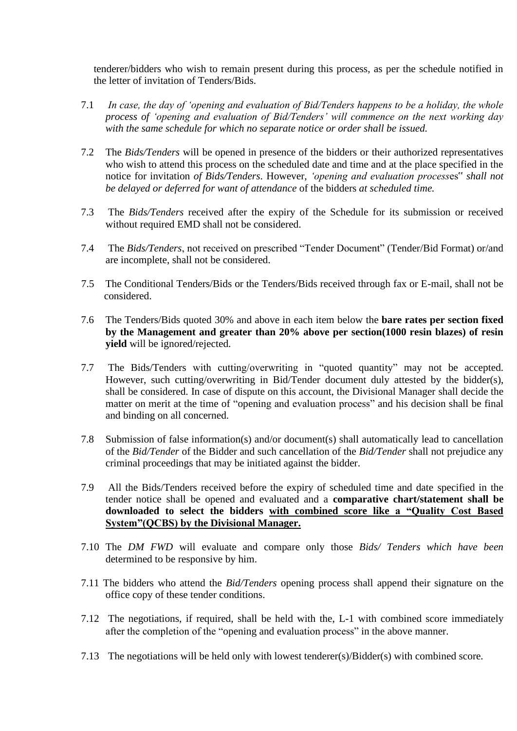tenderer/bidders who wish to remain present during this process, as per the schedule notified in the letter of invitation of Tenders/Bids.

7.1 *In case, the day of 'opening and evaluation of Bid/Tenders happens to be a holiday, the whole process of 'opening and evaluation of Bid/Tenders' will commence on the next working day with the same schedule for which no separate notice or order shall be issued.*

7.2 The *Bids/Tenders* will be opened in presence of the bidders or their authorized representatives who wish to attend this process on the scheduled date and time and at the place specified in the notice for invitation *of Bids/Tenders*. However, *'opening and evaluation process*es" *shall not be delayed or deferred for want of attendance* of the bidders *at scheduled time.*

7.3 The *Bids/Tenders* received after the expiry of the Schedule for its submission or received without required EMD shall not be considered.

7.4 The *Bids/Tenders*, not received on prescribed "Tender Document" (Tender/Bid Format) or/and are incomplete, shall not be considered.

7.5 The Conditional Tenders/Bids or the Tenders/Bids received through fax or E-mail, shall not be considered.

7.6 The Tenders/Bids quoted 30% and above in each item below the **bare rates per section fixed by the Management and greater than 20% above per section(1000 resin blazes) of resin yield** will be ignored/rejected.

7.7 The Bids/Tenders with cutting/overwriting in "quoted quantity" may not be accepted. However, such cutting/overwriting in Bid/Tender document duly attested by the bidder(s), shall be considered. In case of dispute on this account, the Divisional Manager shall decide the matter on merit at the time of "opening and evaluation process" and his decision shall be final and binding on all concerned.

7.8 Submission of false information(s) and/or document(s) shall automatically lead to cancellation of the *Bid/Tender* of the Bidder and such cancellation of the *Bid/Tender* shall not prejudice any criminal proceedings that may be initiated against the bidder.

7.9 All the Bids/Tenders received before the expiry of scheduled time and date specified in the tender notice shall be opened and evaluated and a **comparative chart/statement shall be downloaded to select the bidders <u>with combined score like a "Quality Cost Based System"(QCBS) by the Divisional Manager.</u>**

7.10 The *DM FWD* will evaluate and compare only those *Bids/ Tenders which have been* determined to be responsive by him.

7.11 The bidders who attend the *Bid/Tenders* opening process shall append their signature on the office copy of these tender conditions.

7.12 The negotiations, if required, shall be held with the, L-1 with combined score immediately after the completion of the "opening and evaluation process" in the above manner.

7.13 The negotiations will be held only with lowest tenderer(s)/Bidder(s) with combined score.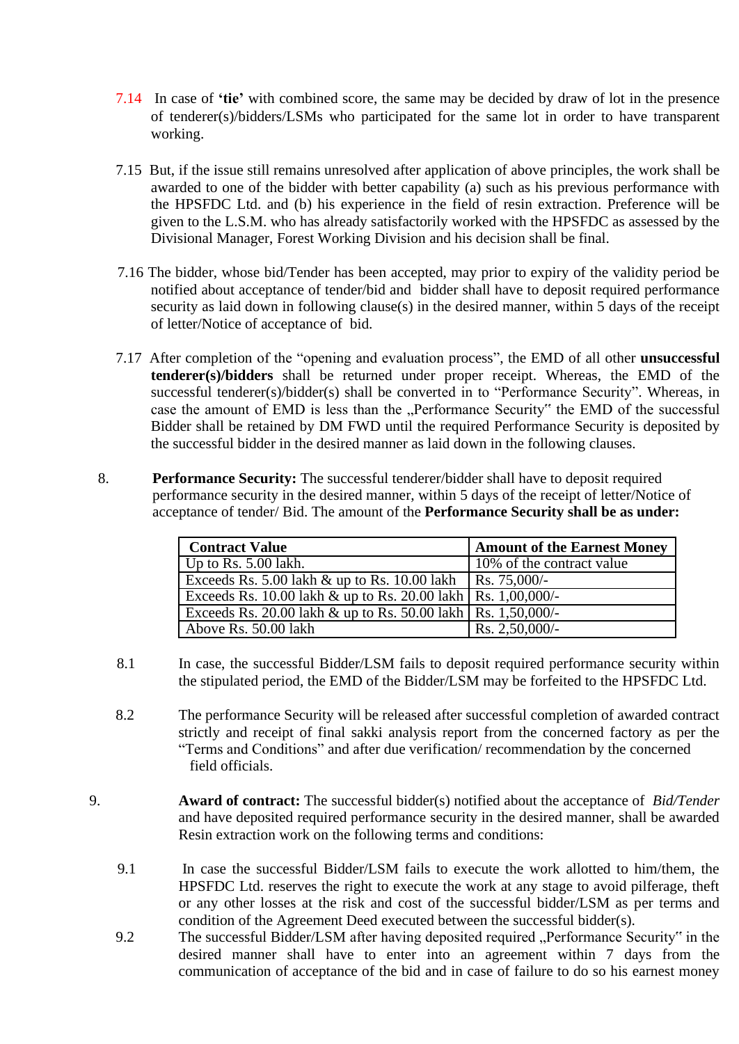7.14 In case of **'tie'** with combined score, the same may be decided by draw of lot in the presence of tenderer(s)/bidders/LSMs who participated for the same lot in order to have transparent working.

7.15 But, if the issue still remains unresolved after application of above principles, the work shall be awarded to one of the bidder with better capability (a) such as his previous performance with the HPSFDC Ltd. and (b) his experience in the field of resin extraction. Preference will be given to the L.S.M. who has already satisfactorily worked with the HPSFDC as assessed by the Divisional Manager, Forest Working Division and his decision shall be final.

7.16 The bidder, whose bid/Tender has been accepted, may prior to expiry of the validity period be notified about acceptance of tender/bid and bidder shall have to deposit required performance security as laid down in following clause(s) in the desired manner, within 5 days of the receipt of letter/Notice of acceptance of bid.

7.17 After completion of the "opening and evaluation process", the EMD of all other **unsuccessful tenderer(s)/bidders** shall be returned under proper receipt. Whereas, the EMD of the successful tenderer(s)/bidder(s) shall be converted in to "Performance Security". Whereas, in case the amount of EMD is less than the „Performance Security" the EMD of the successful Bidder shall be retained by DM FWD until the required Performance Security is deposited by the successful bidder in the desired manner as laid down in the following clauses.

8. **Performance Security:** The successful tenderer/bidder shall have to deposit required performance security in the desired manner, within 5 days of the receipt of letter/Notice of acceptance of tender/ Bid. The amount of the **Performance Security shall be as under:**

| Contract Value | Amount of the Earnest Money |
|---|---|
| Up to Rs. 5.00 lakh. | 10% of the contract value |
| Exceeds Rs. 5.00 lakh & up to Rs. 10.00 lakh | Rs. 75,000/- |
| Exceeds Rs. 10.00 lakh & up to Rs. 20.00 lakh | Rs. 1,00,000/- |
| Exceeds Rs. 20.00 lakh & up to Rs. 50.00 lakh | Rs. 1,50,000/- |
| Above Rs. 50.00 lakh | Rs. 2,50,000/- |

8.1 In case, the successful Bidder/LSM fails to deposit required performance security within the stipulated period, the EMD of the Bidder/LSM may be forfeited to the HPSFDC Ltd.

8.2 The performance Security will be released after successful completion of awarded contract strictly and receipt of final sakki analysis report from the concerned factory as per the "Terms and Conditions" and after due verification/ recommendation by the concerned field officials.

9. **Award of contract:** The successful bidder(s) notified about the acceptance of *Bid/Tender* and have deposited required performance security in the desired manner, shall be awarded Resin extraction work on the following terms and conditions:

9.1 In case the successful Bidder/LSM fails to execute the work allotted to him/them, the HPSFDC Ltd. reserves the right to execute the work at any stage to avoid pilferage, theft or any other losses at the risk and cost of the successful bidder/LSM as per terms and condition of the Agreement Deed executed between the successful bidder(s).

9.2 The successful Bidder/LSM after having deposited required „Performance Security" in the desired manner shall have to enter into an agreement within 7 days from the communication of acceptance of the bid and in case of failure to do so his earnest money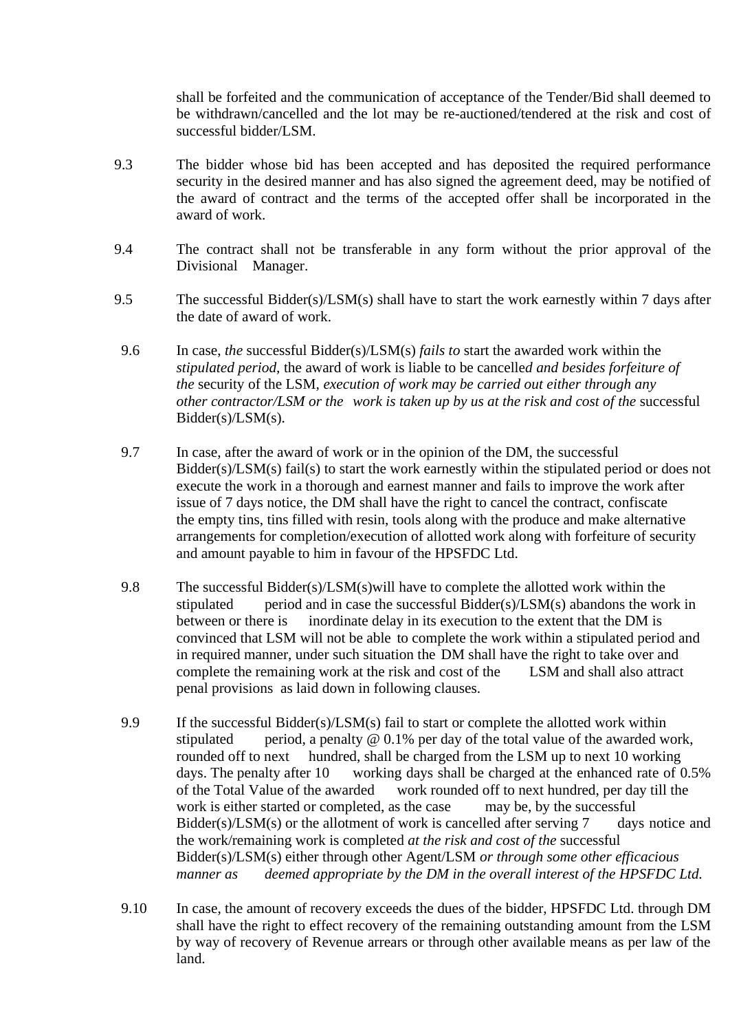shall be forfeited and the communication of acceptance of the Tender/Bid shall deemed to be withdrawn/cancelled and the lot may be re-auctioned/tendered at the risk and cost of successful bidder/LSM.

9.3 The bidder whose bid has been accepted and has deposited the required performance security in the desired manner and has also signed the agreement deed, may be notified of the award of contract and the terms of the accepted offer shall be incorporated in the award of work.

9.4 The contract shall not be transferable in any form without the prior approval of the Divisional Manager.

9.5 The successful Bidder(s)/LSM(s) shall have to start the work earnestly within 7 days after the date of award of work.

9.6 In case, *the* successful Bidder(s)/LSM(s) *fails to* start the awarded work within the *stipulated period*, the award of work is liable to be cancell*ed and besides forfeiture of the* security of the LSM, *execution of work may be carried out either through any other contractor/LSM or the work is taken up by us at the risk and cost of the* successful Bidder(s)/LSM(s).

9.7 In case, after the award of work or in the opinion of the DM, the successful Bidder(s)/LSM(s) fail(s) to start the work earnestly within the stipulated period or does not execute the work in a thorough and earnest manner and fails to improve the work after issue of 7 days notice, the DM shall have the right to cancel the contract, confiscate the empty tins, tins filled with resin, tools along with the produce and make alternative arrangements for completion/execution of allotted work along with forfeiture of security and amount payable to him in favour of the HPSFDC Ltd.

9.8 The successful Bidder(s)/LSM(s)will have to complete the allotted work within the stipulated period and in case the successful Bidder(s)/LSM(s) abandons the work in between or there is inordinate delay in its execution to the extent that the DM is convinced that LSM will not be able to complete the work within a stipulated period and in required manner, under such situation the DM shall have the right to take over and complete the remaining work at the risk and cost of the LSM and shall also attract penal provisions as laid down in following clauses.

9.9 If the successful Bidder(s)/LSM(s) fail to start or complete the allotted work within stipulated period, a penalty @ 0.1% per day of the total value of the awarded work, rounded off to next hundred, shall be charged from the LSM up to next 10 working days. The penalty after 10 working days shall be charged at the enhanced rate of 0.5% of the Total Value of the awarded work rounded off to next hundred, per day till the work is either started or completed, as the case may be, by the successful Bidder(s)/LSM(s) or the allotment of work is cancelled after serving 7 days notice and the work/remaining work is completed *at the risk and cost of the* successful Bidder(s)/LSM(s) either through other Agent/LSM *or through some other efficacious manner as deemed appropriate by the DM in the overall interest of the HPSFDC Ltd.*

9.10 In case, the amount of recovery exceeds the dues of the bidder, HPSFDC Ltd. through DM shall have the right to effect recovery of the remaining outstanding amount from the LSM by way of recovery of Revenue arrears or through other available means as per law of the land.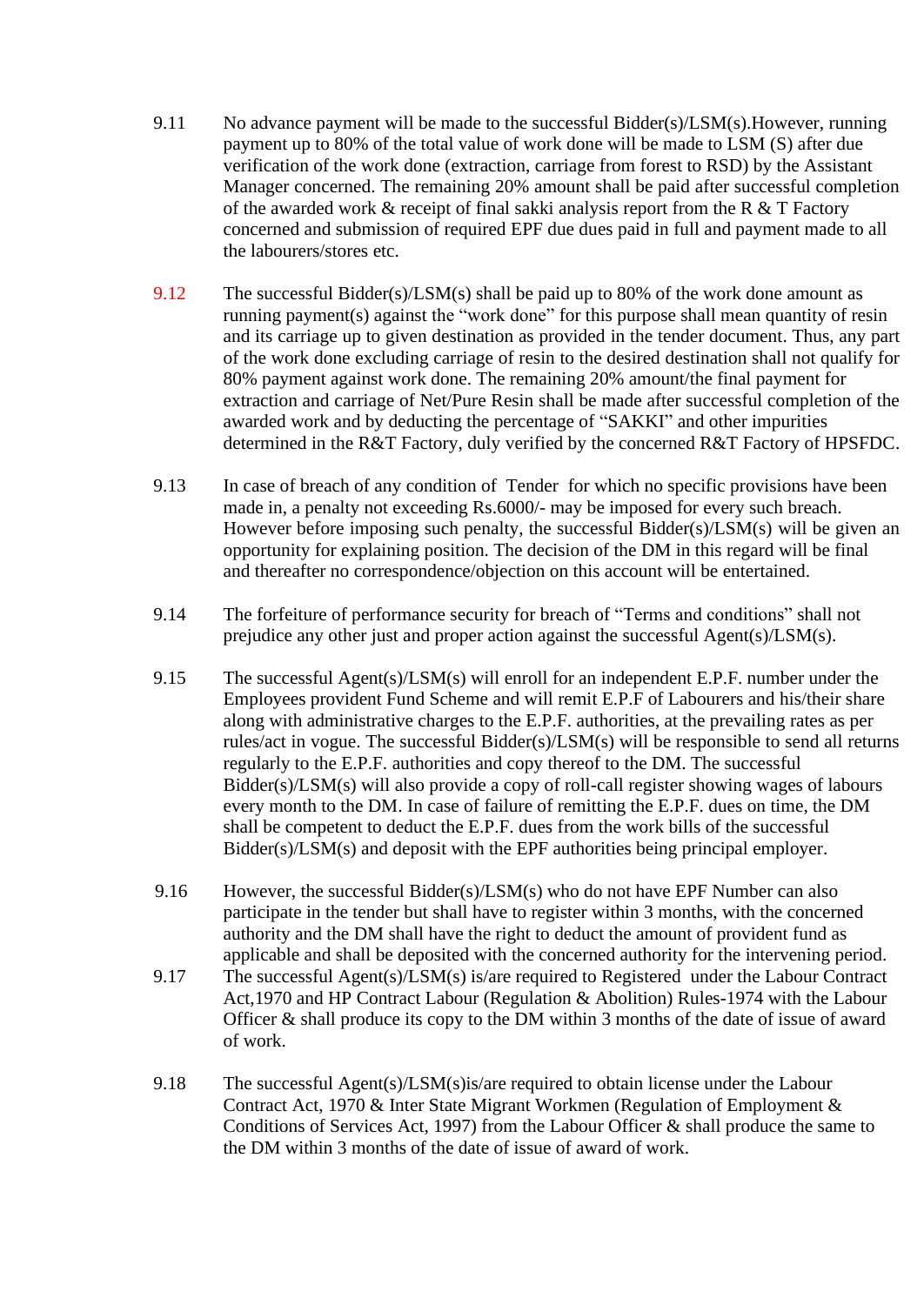9.11 No advance payment will be made to the successful Bidder(s)/LSM(s).However, running payment up to 80% of the total value of work done will be made to LSM (S) after due verification of the work done (extraction, carriage from forest to RSD) by the Assistant Manager concerned. The remaining 20% amount shall be paid after successful completion of the awarded work & receipt of final sakki analysis report from the R & T Factory concerned and submission of required EPF due dues paid in full and payment made to all the labourers/stores etc.

9.12 The successful Bidder(s)/LSM(s) shall be paid up to 80% of the work done amount as running payment(s) against the "work done" for this purpose shall mean quantity of resin and its carriage up to given destination as provided in the tender document. Thus, any part of the work done excluding carriage of resin to the desired destination shall not qualify for 80% payment against work done. The remaining 20% amount/the final payment for extraction and carriage of Net/Pure Resin shall be made after successful completion of the awarded work and by deducting the percentage of "SAKKI" and other impurities determined in the R&T Factory, duly verified by the concerned R&T Factory of HPSFDC.

9.13 In case of breach of any condition of Tender for which no specific provisions have been made in, a penalty not exceeding Rs.6000/- may be imposed for every such breach. However before imposing such penalty, the successful Bidder(s)/LSM(s) will be given an opportunity for explaining position. The decision of the DM in this regard will be final and thereafter no correspondence/objection on this account will be entertained.

9.14 The forfeiture of performance security for breach of "Terms and conditions" shall not prejudice any other just and proper action against the successful Agent(s)/LSM(s).

9.15 The successful Agent(s)/LSM(s) will enroll for an independent E.P.F. number under the Employees provident Fund Scheme and will remit E.P.F of Labourers and his/their share along with administrative charges to the E.P.F. authorities, at the prevailing rates as per rules/act in vogue. The successful Bidder(s)/LSM(s) will be responsible to send all returns regularly to the E.P.F. authorities and copy thereof to the DM. The successful Bidder(s)/LSM(s) will also provide a copy of roll-call register showing wages of labours every month to the DM. In case of failure of remitting the E.P.F. dues on time, the DM shall be competent to deduct the E.P.F. dues from the work bills of the successful Bidder(s)/LSM(s) and deposit with the EPF authorities being principal employer.

9.16 However, the successful Bidder(s)/LSM(s) who do not have EPF Number can also participate in the tender but shall have to register within 3 months, with the concerned authority and the DM shall have the right to deduct the amount of provident fund as applicable and shall be deposited with the concerned authority for the intervening period.

9.17 The successful Agent(s)/LSM(s) is/are required to Registered under the Labour Contract Act,1970 and HP Contract Labour (Regulation & Abolition) Rules-1974 with the Labour Officer & shall produce its copy to the DM within 3 months of the date of issue of award of work.

9.18 The successful Agent(s)/LSM(s)is/are required to obtain license under the Labour Contract Act, 1970 & Inter State Migrant Workmen (Regulation of Employment & Conditions of Services Act, 1997) from the Labour Officer & shall produce the same to the DM within 3 months of the date of issue of award of work.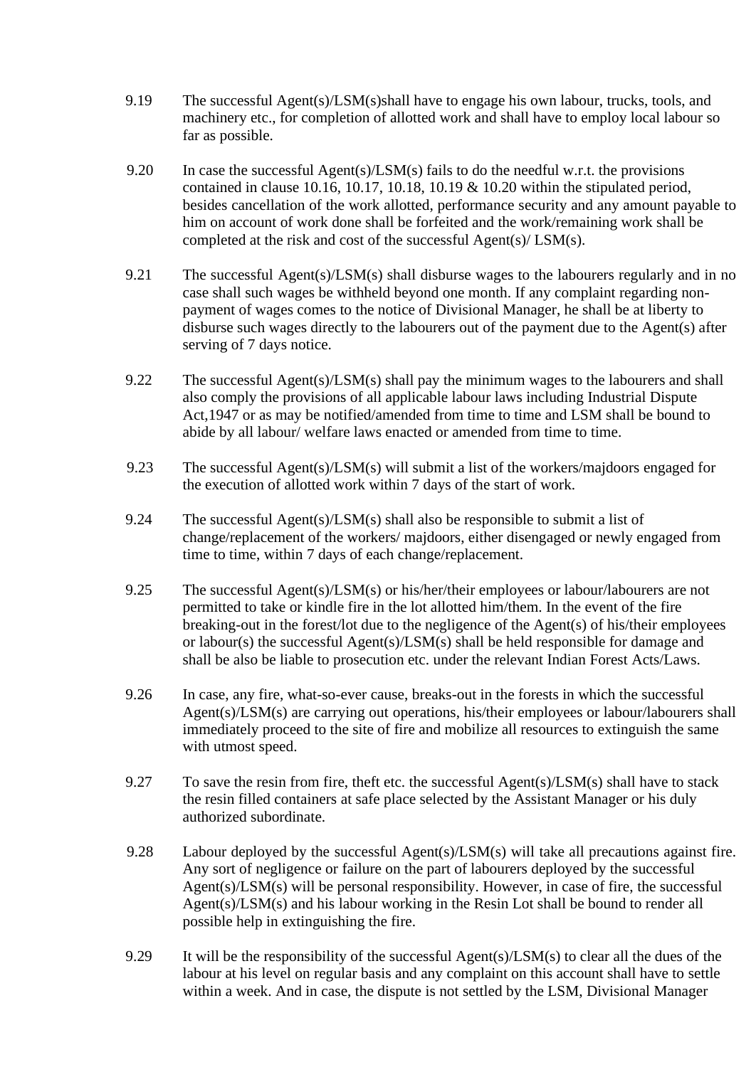9.19 The successful Agent(s)/LSM(s)shall have to engage his own labour, trucks, tools, and machinery etc., for completion of allotted work and shall have to employ local labour so far as possible.

9.20 In case the successful Agent(s)/LSM(s) fails to do the needful w.r.t. the provisions contained in clause 10.16, 10.17, 10.18, 10.19 & 10.20 within the stipulated period, besides cancellation of the work allotted, performance security and any amount payable to him on account of work done shall be forfeited and the work/remaining work shall be completed at the risk and cost of the successful Agent(s)/ LSM(s).

9.21 The successful Agent(s)/LSM(s) shall disburse wages to the labourers regularly and in no case shall such wages be withheld beyond one month. If any complaint regarding non-payment of wages comes to the notice of Divisional Manager, he shall be at liberty to disburse such wages directly to the labourers out of the payment due to the Agent(s) after serving of 7 days notice.

9.22 The successful Agent(s)/LSM(s) shall pay the minimum wages to the labourers and shall also comply the provisions of all applicable labour laws including Industrial Dispute Act,1947 or as may be notified/amended from time to time and LSM shall be bound to abide by all labour/ welfare laws enacted or amended from time to time.

9.23 The successful Agent(s)/LSM(s) will submit a list of the workers/majdoors engaged for the execution of allotted work within 7 days of the start of work.

9.24 The successful Agent(s)/LSM(s) shall also be responsible to submit a list of change/replacement of the workers/ majdoors, either disengaged or newly engaged from time to time, within 7 days of each change/replacement.

9.25 The successful Agent(s)/LSM(s) or his/her/their employees or labour/labourers are not permitted to take or kindle fire in the lot allotted him/them. In the event of the fire breaking-out in the forest/lot due to the negligence of the Agent(s) of his/their employees or labour(s) the successful Agent(s)/LSM(s) shall be held responsible for damage and shall be also be liable to prosecution etc. under the relevant Indian Forest Acts/Laws.

9.26 In case, any fire, what-so-ever cause, breaks-out in the forests in which the successful Agent(s)/LSM(s) are carrying out operations, his/their employees or labour/labourers shall immediately proceed to the site of fire and mobilize all resources to extinguish the same with utmost speed.

9.27 To save the resin from fire, theft etc. the successful Agent(s)/LSM(s) shall have to stack the resin filled containers at safe place selected by the Assistant Manager or his duly authorized subordinate.

9.28 Labour deployed by the successful Agent(s)/LSM(s) will take all precautions against fire. Any sort of negligence or failure on the part of labourers deployed by the successful Agent(s)/LSM(s) will be personal responsibility. However, in case of fire, the successful Agent(s)/LSM(s) and his labour working in the Resin Lot shall be bound to render all possible help in extinguishing the fire.

9.29 It will be the responsibility of the successful Agent(s)/LSM(s) to clear all the dues of the labour at his level on regular basis and any complaint on this account shall have to settle within a week. And in case, the dispute is not settled by the LSM, Divisional Manager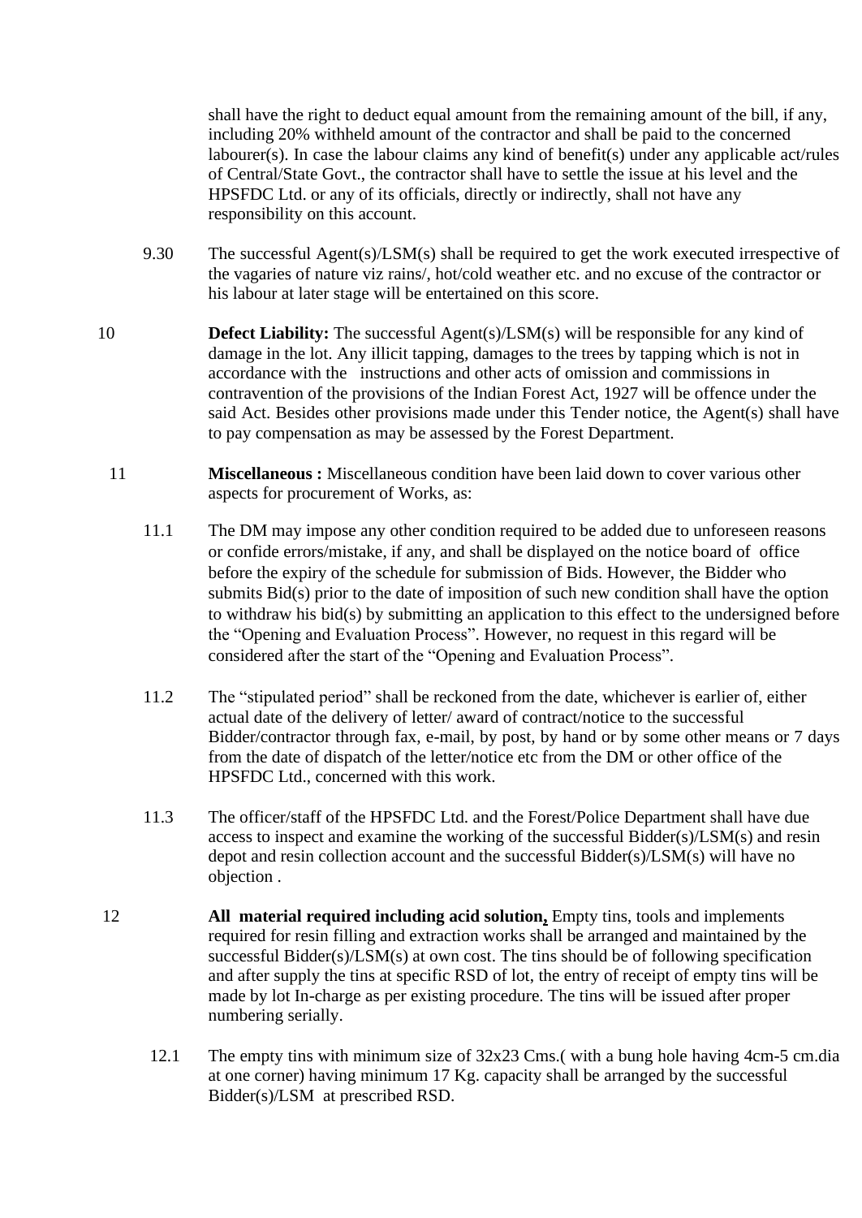shall have the right to deduct equal amount from the remaining amount of the bill, if any, including 20% withheld amount of the contractor and shall be paid to the concerned labourer(s). In case the labour claims any kind of benefit(s) under any applicable act/rules of Central/State Govt., the contractor shall have to settle the issue at his level and the HPSFDC Ltd. or any of its officials, directly or indirectly, shall not have any responsibility on this account.

9.30 The successful Agent(s)/LSM(s) shall be required to get the work executed irrespective of the vagaries of nature viz rains/, hot/cold weather etc. and no excuse of the contractor or his labour at later stage will be entertained on this score.

10 **Defect Liability:** The successful Agent(s)/LSM(s) will be responsible for any kind of damage in the lot. Any illicit tapping, damages to the trees by tapping which is not in accordance with the instructions and other acts of omission and commissions in contravention of the provisions of the Indian Forest Act, 1927 will be offence under the said Act. Besides other provisions made under this Tender notice, the Agent(s) shall have to pay compensation as may be assessed by the Forest Department.

11 **Miscellaneous :** Miscellaneous condition have been laid down to cover various other aspects for procurement of Works, as:

11.1 The DM may impose any other condition required to be added due to unforeseen reasons or confide errors/mistake, if any, and shall be displayed on the notice board of office before the expiry of the schedule for submission of Bids. However, the Bidder who submits Bid(s) prior to the date of imposition of such new condition shall have the option to withdraw his bid(s) by submitting an application to this effect to the undersigned before the "Opening and Evaluation Process". However, no request in this regard will be considered after the start of the "Opening and Evaluation Process".

11.2 The "stipulated period" shall be reckoned from the date, whichever is earlier of, either actual date of the delivery of letter/ award of contract/notice to the successful Bidder/contractor through fax, e-mail, by post, by hand or by some other means or 7 days from the date of dispatch of the letter/notice etc from the DM or other office of the HPSFDC Ltd., concerned with this work.

11.3 The officer/staff of the HPSFDC Ltd. and the Forest/Police Department shall have due access to inspect and examine the working of the successful Bidder(s)/LSM(s) and resin depot and resin collection account and the successful Bidder(s)/LSM(s) will have no objection .

12 **All material required including acid solution,** Empty tins, tools and implements required for resin filling and extraction works shall be arranged and maintained by the successful Bidder(s)/LSM(s) at own cost. The tins should be of following specification and after supply the tins at specific RSD of lot, the entry of receipt of empty tins will be made by lot In-charge as per existing procedure. The tins will be issued after proper numbering serially.

12.1 The empty tins with minimum size of 32x23 Cms.( with a bung hole having 4cm-5 cm.dia at one corner) having minimum 17 Kg. capacity shall be arranged by the successful Bidder(s)/LSM at prescribed RSD.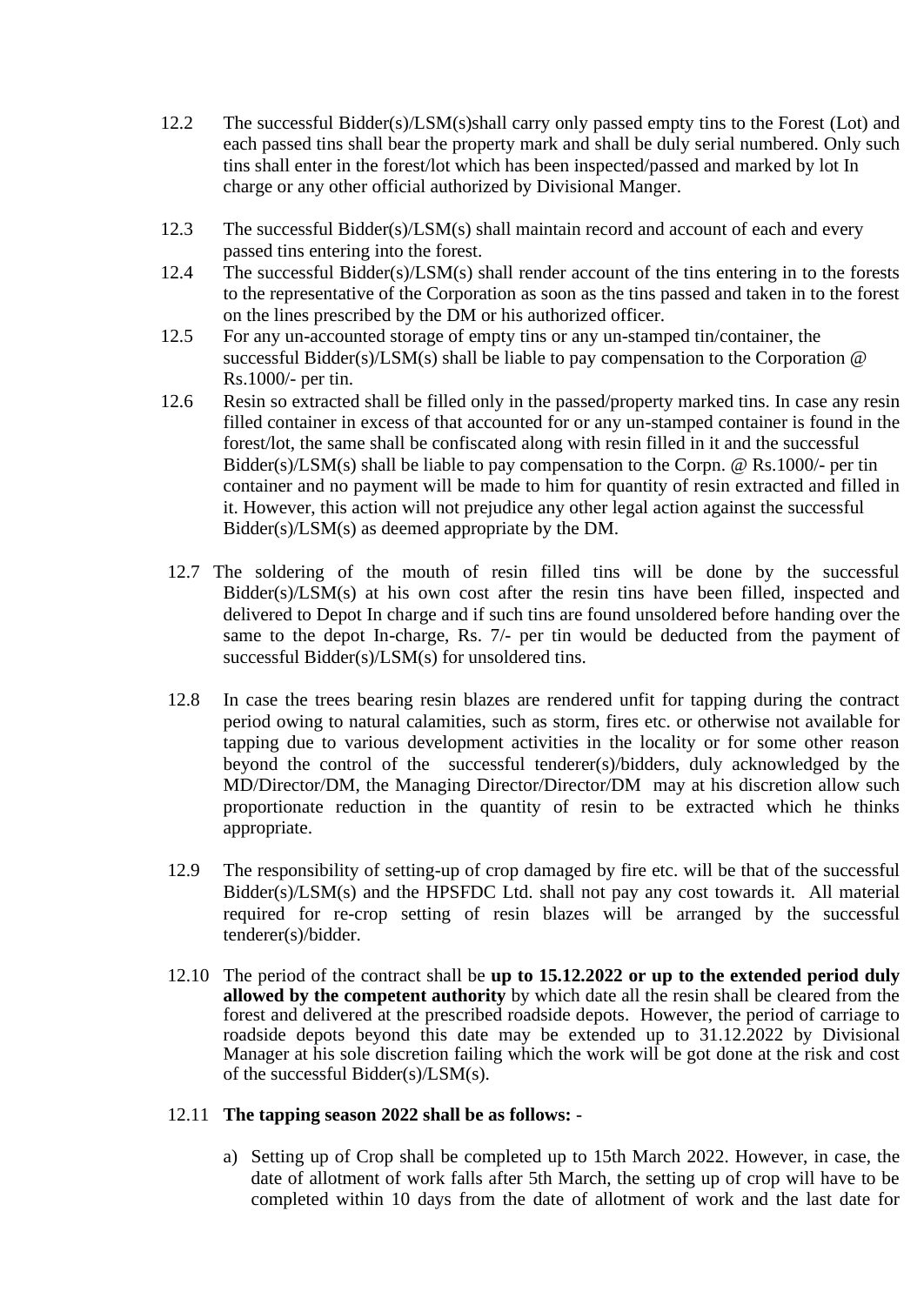12.2 The successful Bidder(s)/LSM(s)shall carry only passed empty tins to the Forest (Lot) and each passed tins shall bear the property mark and shall be duly serial numbered. Only such tins shall enter in the forest/lot which has been inspected/passed and marked by lot In charge or any other official authorized by Divisional Manger.

12.3 The successful Bidder(s)/LSM(s) shall maintain record and account of each and every passed tins entering into the forest.

12.4 The successful Bidder(s)/LSM(s) shall render account of the tins entering in to the forests to the representative of the Corporation as soon as the tins passed and taken in to the forest on the lines prescribed by the DM or his authorized officer.

12.5 For any un-accounted storage of empty tins or any un-stamped tin/container, the successful Bidder(s)/LSM(s) shall be liable to pay compensation to the Corporation @ Rs.1000/- per tin.

12.6 Resin so extracted shall be filled only in the passed/property marked tins. In case any resin filled container in excess of that accounted for or any un-stamped container is found in the forest/lot, the same shall be confiscated along with resin filled in it and the successful Bidder(s)/LSM(s) shall be liable to pay compensation to the Corpn. @ Rs.1000/- per tin container and no payment will be made to him for quantity of resin extracted and filled in it. However, this action will not prejudice any other legal action against the successful Bidder(s)/LSM(s) as deemed appropriate by the DM.

12.7 The soldering of the mouth of resin filled tins will be done by the successful Bidder(s)/LSM(s) at his own cost after the resin tins have been filled, inspected and delivered to Depot In charge and if such tins are found unsoldered before handing over the same to the depot In-charge, Rs. 7/- per tin would be deducted from the payment of successful Bidder(s)/LSM(s) for unsoldered tins.

12.8 In case the trees bearing resin blazes are rendered unfit for tapping during the contract period owing to natural calamities, such as storm, fires etc. or otherwise not available for tapping due to various development activities in the locality or for some other reason beyond the control of the successful tenderer(s)/bidders, duly acknowledged by the MD/Director/DM, the Managing Director/Director/DM may at his discretion allow such proportionate reduction in the quantity of resin to be extracted which he thinks appropriate.

12.9 The responsibility of setting-up of crop damaged by fire etc. will be that of the successful Bidder(s)/LSM(s) and the HPSFDC Ltd. shall not pay any cost towards it. All material required for re-crop setting of resin blazes will be arranged by the successful tenderer(s)/bidder.

12.10 The period of the contract shall be **up to 15.12.2022 or up to the extended period duly allowed by the competent authority** by which date all the resin shall be cleared from the forest and delivered at the prescribed roadside depots. However, the period of carriage to roadside depots beyond this date may be extended up to 31.12.2022 by Divisional Manager at his sole discretion failing which the work will be got done at the risk and cost of the successful Bidder(s)/LSM(s).

12.11 **The tapping season 2022 shall be as follows:** -

a) Setting up of Crop shall be completed up to 15th March 2022. However, in case, the date of allotment of work falls after 5th March, the setting up of crop will have to be completed within 10 days from the date of allotment of work and the last date for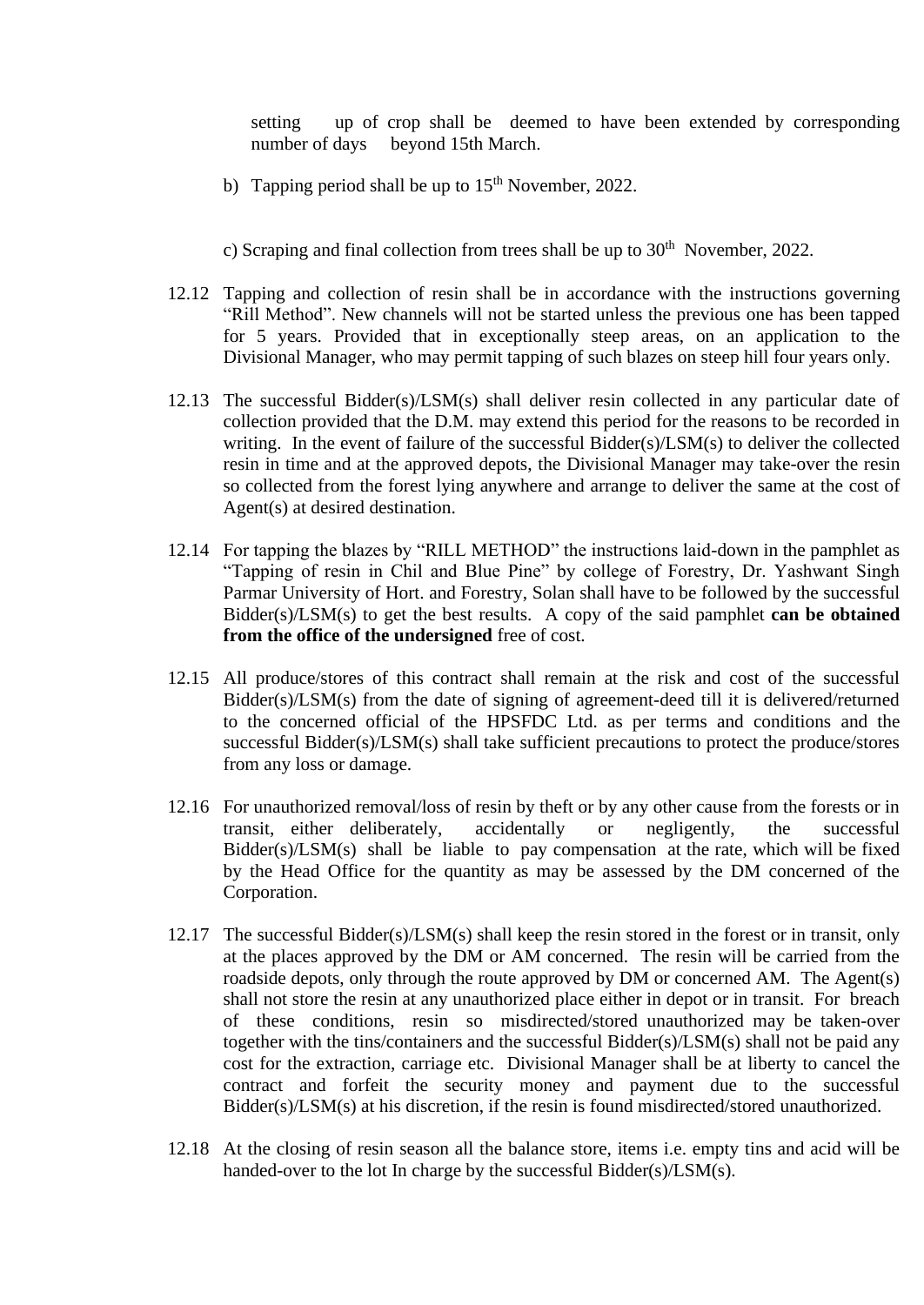setting up of crop shall be deemed to have been extended by corresponding number of days beyond 15th March.

b) Tapping period shall be up to 15th November, 2022.

c) Scraping and final collection from trees shall be up to 30th November, 2022.

12.12 Tapping and collection of resin shall be in accordance with the instructions governing "Rill Method". New channels will not be started unless the previous one has been tapped for 5 years. Provided that in exceptionally steep areas, on an application to the Divisional Manager, who may permit tapping of such blazes on steep hill four years only.

12.13 The successful Bidder(s)/LSM(s) shall deliver resin collected in any particular date of collection provided that the D.M. may extend this period for the reasons to be recorded in writing. In the event of failure of the successful Bidder(s)/LSM(s) to deliver the collected resin in time and at the approved depots, the Divisional Manager may take-over the resin so collected from the forest lying anywhere and arrange to deliver the same at the cost of Agent(s) at desired destination.

12.14 For tapping the blazes by "RILL METHOD" the instructions laid-down in the pamphlet as "Tapping of resin in Chil and Blue Pine" by college of Forestry, Dr. Yashwant Singh Parmar University of Hort. and Forestry, Solan shall have to be followed by the successful Bidder(s)/LSM(s) to get the best results. A copy of the said pamphlet **can be obtained from the office of the undersigned** free of cost.

12.15 All produce/stores of this contract shall remain at the risk and cost of the successful Bidder(s)/LSM(s) from the date of signing of agreement-deed till it is delivered/returned to the concerned official of the HPSFDC Ltd. as per terms and conditions and the successful Bidder(s)/LSM(s) shall take sufficient precautions to protect the produce/stores from any loss or damage.

12.16 For unauthorized removal/loss of resin by theft or by any other cause from the forests or in transit, either deliberately, accidentally or negligently, the successful Bidder(s)/LSM(s) shall be liable to pay compensation at the rate, which will be fixed by the Head Office for the quantity as may be assessed by the DM concerned of the Corporation.

12.17 The successful Bidder(s)/LSM(s) shall keep the resin stored in the forest or in transit, only at the places approved by the DM or AM concerned. The resin will be carried from the roadside depots, only through the route approved by DM or concerned AM. The Agent(s) shall not store the resin at any unauthorized place either in depot or in transit. For breach of these conditions, resin so misdirected/stored unauthorized may be taken-over together with the tins/containers and the successful Bidder(s)/LSM(s) shall not be paid any cost for the extraction, carriage etc. Divisional Manager shall be at liberty to cancel the contract and forfeit the security money and payment due to the successful Bidder(s)/LSM(s) at his discretion, if the resin is found misdirected/stored unauthorized.

12.18 At the closing of resin season all the balance store, items i.e. empty tins and acid will be handed-over to the lot In charge by the successful Bidder(s)/LSM(s).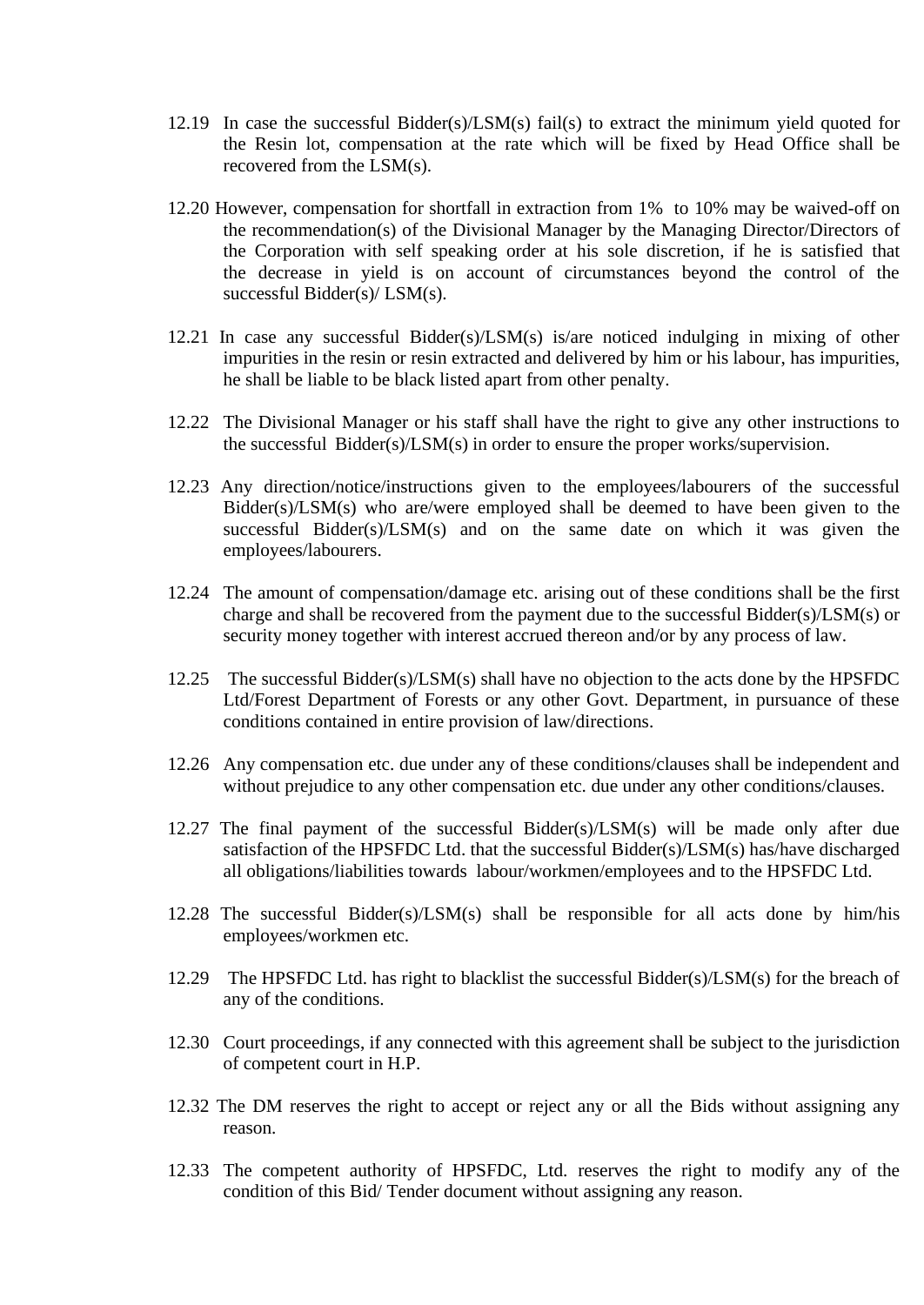12.19 In case the successful Bidder(s)/LSM(s) fail(s) to extract the minimum yield quoted for the Resin lot, compensation at the rate which will be fixed by Head Office shall be recovered from the LSM(s).

12.20 However, compensation for shortfall in extraction from 1% to 10% may be waived-off on the recommendation(s) of the Divisional Manager by the Managing Director/Directors of the Corporation with self speaking order at his sole discretion, if he is satisfied that the decrease in yield is on account of circumstances beyond the control of the successful Bidder(s)/ LSM(s).

12.21 In case any successful Bidder(s)/LSM(s) is/are noticed indulging in mixing of other impurities in the resin or resin extracted and delivered by him or his labour, has impurities, he shall be liable to be black listed apart from other penalty.

12.22 The Divisional Manager or his staff shall have the right to give any other instructions to the successful Bidder(s)/LSM(s) in order to ensure the proper works/supervision.

12.23 Any direction/notice/instructions given to the employees/labourers of the successful Bidder(s)/LSM(s) who are/were employed shall be deemed to have been given to the successful Bidder(s)/LSM(s) and on the same date on which it was given the employees/labourers.

12.24 The amount of compensation/damage etc. arising out of these conditions shall be the first charge and shall be recovered from the payment due to the successful Bidder(s)/LSM(s) or security money together with interest accrued thereon and/or by any process of law.

12.25 The successful Bidder(s)/LSM(s) shall have no objection to the acts done by the HPSFDC Ltd/Forest Department of Forests or any other Govt. Department, in pursuance of these conditions contained in entire provision of law/directions.

12.26 Any compensation etc. due under any of these conditions/clauses shall be independent and without prejudice to any other compensation etc. due under any other conditions/clauses.

12.27 The final payment of the successful Bidder(s)/LSM(s) will be made only after due satisfaction of the HPSFDC Ltd. that the successful Bidder(s)/LSM(s) has/have discharged all obligations/liabilities towards labour/workmen/employees and to the HPSFDC Ltd.

12.28 The successful Bidder(s)/LSM(s) shall be responsible for all acts done by him/his employees/workmen etc.

12.29 The HPSFDC Ltd. has right to blacklist the successful Bidder(s)/LSM(s) for the breach of any of the conditions.

12.30 Court proceedings, if any connected with this agreement shall be subject to the jurisdiction of competent court in H.P.

12.32 The DM reserves the right to accept or reject any or all the Bids without assigning any reason.

12.33 The competent authority of HPSFDC, Ltd. reserves the right to modify any of the condition of this Bid/ Tender document without assigning any reason.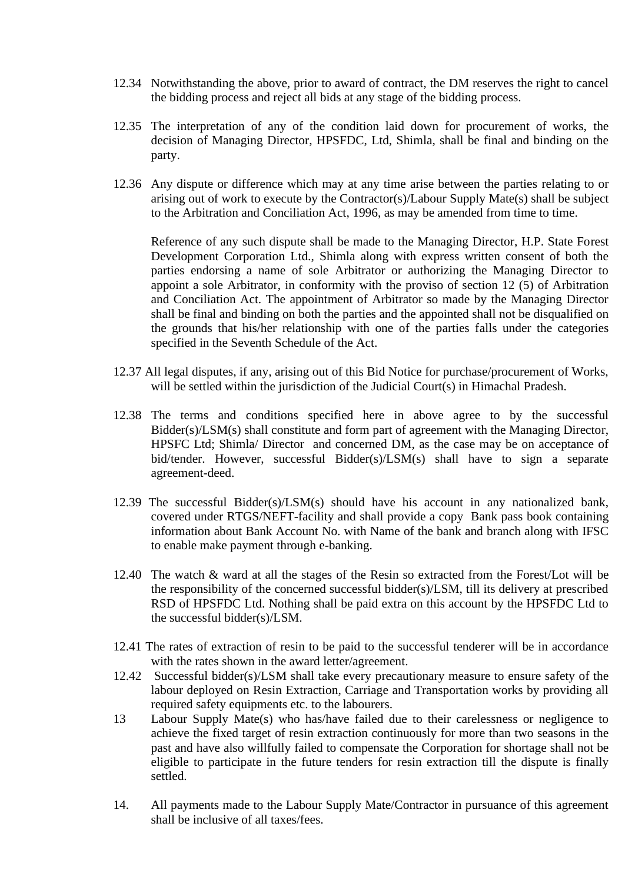12.34 Notwithstanding the above, prior to award of contract, the DM reserves the right to cancel the bidding process and reject all bids at any stage of the bidding process.

12.35 The interpretation of any of the condition laid down for procurement of works, the decision of Managing Director, HPSFDC, Ltd, Shimla, shall be final and binding on the party.

12.36 Any dispute or difference which may at any time arise between the parties relating to or arising out of work to execute by the Contractor(s)/Labour Supply Mate(s) shall be subject to the Arbitration and Conciliation Act, 1996, as may be amended from time to time.

Reference of any such dispute shall be made to the Managing Director, H.P. State Forest Development Corporation Ltd., Shimla along with express written consent of both the parties endorsing a name of sole Arbitrator or authorizing the Managing Director to appoint a sole Arbitrator, in conformity with the proviso of section 12 (5) of Arbitration and Conciliation Act. The appointment of Arbitrator so made by the Managing Director shall be final and binding on both the parties and the appointed shall not be disqualified on the grounds that his/her relationship with one of the parties falls under the categories specified in the Seventh Schedule of the Act.

12.37 All legal disputes, if any, arising out of this Bid Notice for purchase/procurement of Works, will be settled within the jurisdiction of the Judicial Court(s) in Himachal Pradesh.

12.38 The terms and conditions specified here in above agree to by the successful Bidder(s)/LSM(s) shall constitute and form part of agreement with the Managing Director, HPSFC Ltd; Shimla/ Director and concerned DM, as the case may be on acceptance of bid/tender. However, successful Bidder(s)/LSM(s) shall have to sign a separate agreement-deed.

12.39 The successful Bidder(s)/LSM(s) should have his account in any nationalized bank, covered under RTGS/NEFT-facility and shall provide a copy Bank pass book containing information about Bank Account No. with Name of the bank and branch along with IFSC to enable make payment through e-banking.

12.40 The watch & ward at all the stages of the Resin so extracted from the Forest/Lot will be the responsibility of the concerned successful bidder(s)/LSM, till its delivery at prescribed RSD of HPSFDC Ltd. Nothing shall be paid extra on this account by the HPSFDC Ltd to the successful bidder(s)/LSM.

12.41 The rates of extraction of resin to be paid to the successful tenderer will be in accordance with the rates shown in the award letter/agreement.

12.42 Successful bidder(s)/LSM shall take every precautionary measure to ensure safety of the labour deployed on Resin Extraction, Carriage and Transportation works by providing all required safety equipments etc. to the labourers.

13 Labour Supply Mate(s) who has/have failed due to their carelessness or negligence to achieve the fixed target of resin extraction continuously for more than two seasons in the past and have also willfully failed to compensate the Corporation for shortage shall not be eligible to participate in the future tenders for resin extraction till the dispute is finally settled.

14. All payments made to the Labour Supply Mate/Contractor in pursuance of this agreement shall be inclusive of all taxes/fees.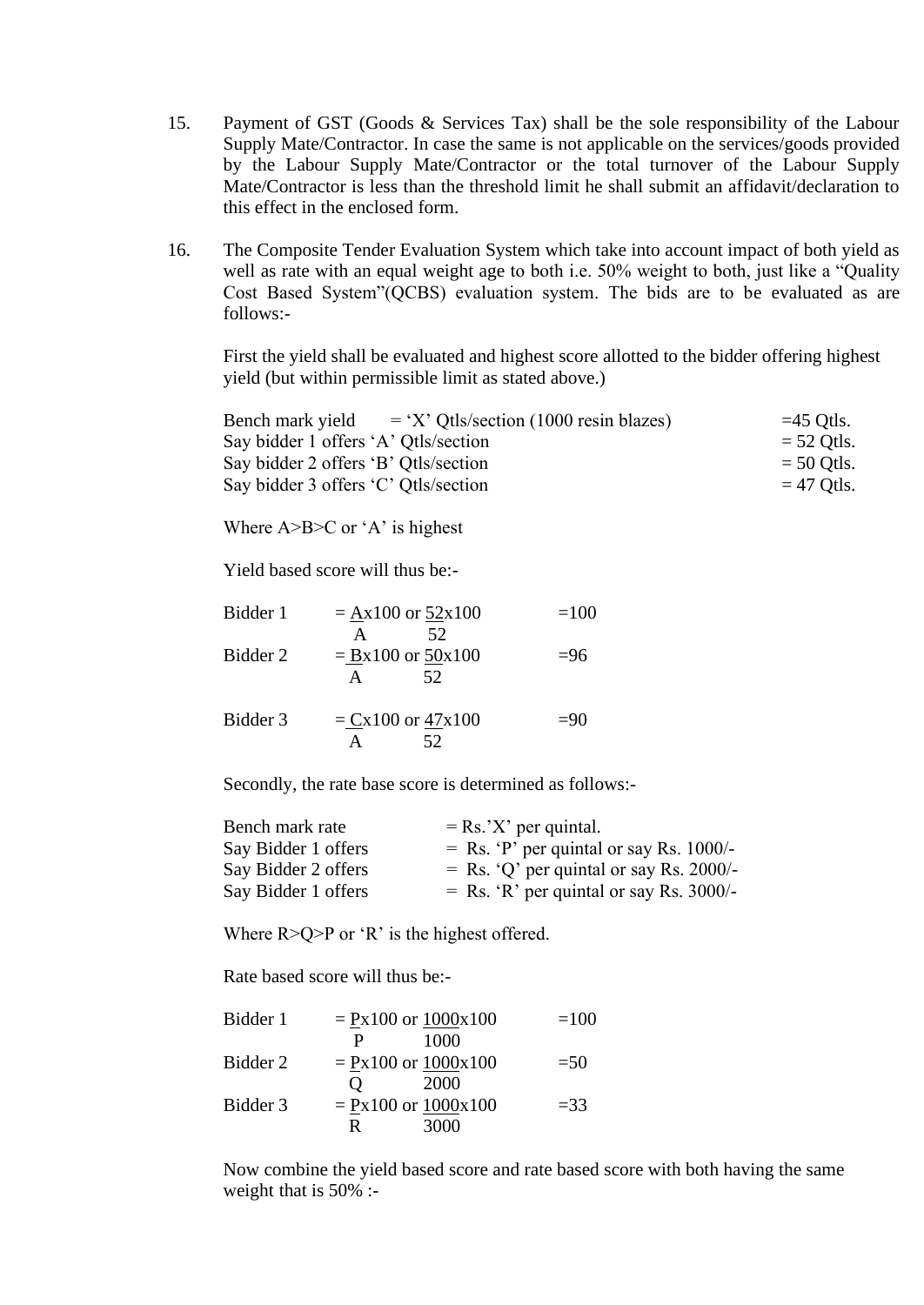15. Payment of GST (Goods & Services Tax) shall be the sole responsibility of the Labour Supply Mate/Contractor. In case the same is not applicable on the services/goods provided by the Labour Supply Mate/Contractor or the total turnover of the Labour Supply Mate/Contractor is less than the threshold limit he shall submit an affidavit/declaration to this effect in the enclosed form.

16. The Composite Tender Evaluation System which take into account impact of both yield as well as rate with an equal weight age to both i.e. 50% weight to both, just like a "Quality Cost Based System"(QCBS) evaluation system. The bids are to be evaluated as are follows:-

    First the yield shall be evaluated and highest score allotted to the bidder offering highest yield (but within permissible limit as stated above.)

    | | | |
    |---|---|---|
    | Bench mark yield | = 'X' Qtls/section (1000 resin blazes) | =45 Qtls. |
    | Say bidder 1 offers 'A' Qtls/section | | = 52 Qtls. |
    | Say bidder 2 offers 'B' Qtls/section | | = 50 Qtls. |
    | Say bidder 3 offers 'C' Qtls/section | | = 47 Qtls. |

    Where A>B>C or 'A' is highest

    Yield based score will thus be:-

    Bidder 1 $= \frac{A}{A} \times 100$ or $\frac{52}{52} \times 100$ =100

    Bidder 2 $= \frac{B}{A} \times 100$ or $\frac{50}{52} \times 100$ =96

    Bidder 3 $= \frac{C}{A} \times 100$ or $\frac{47}{52} \times 100$ =90

    Secondly, the rate base score is determined as follows:-

    | | |
    |---|---|
    | Bench mark rate | = Rs.'X' per quintal. |
    | Say Bidder 1 offers | = Rs. 'P' per quintal or say Rs. 1000/- |
    | Say Bidder 2 offers | = Rs. 'Q' per quintal or say Rs. 2000/- |
    | Say Bidder 1 offers | = Rs. 'R' per quintal or say Rs. 3000/- |

    Where R>Q>P or 'R' is the highest offered.

    Rate based score will thus be:-

    Bidder 1 $= \frac{P}{P} \times 100$ or $\frac{1000}{1000} \times 100$ =100

    Bidder 2 $= \frac{P}{Q} \times 100$ or $\frac{1000}{2000} \times 100$ =50

    Bidder 3 $= \frac{P}{R} \times 100$ or $\frac{1000}{3000} \times 100$ =33

    Now combine the yield based score and rate based score with both having the same weight that is 50% :-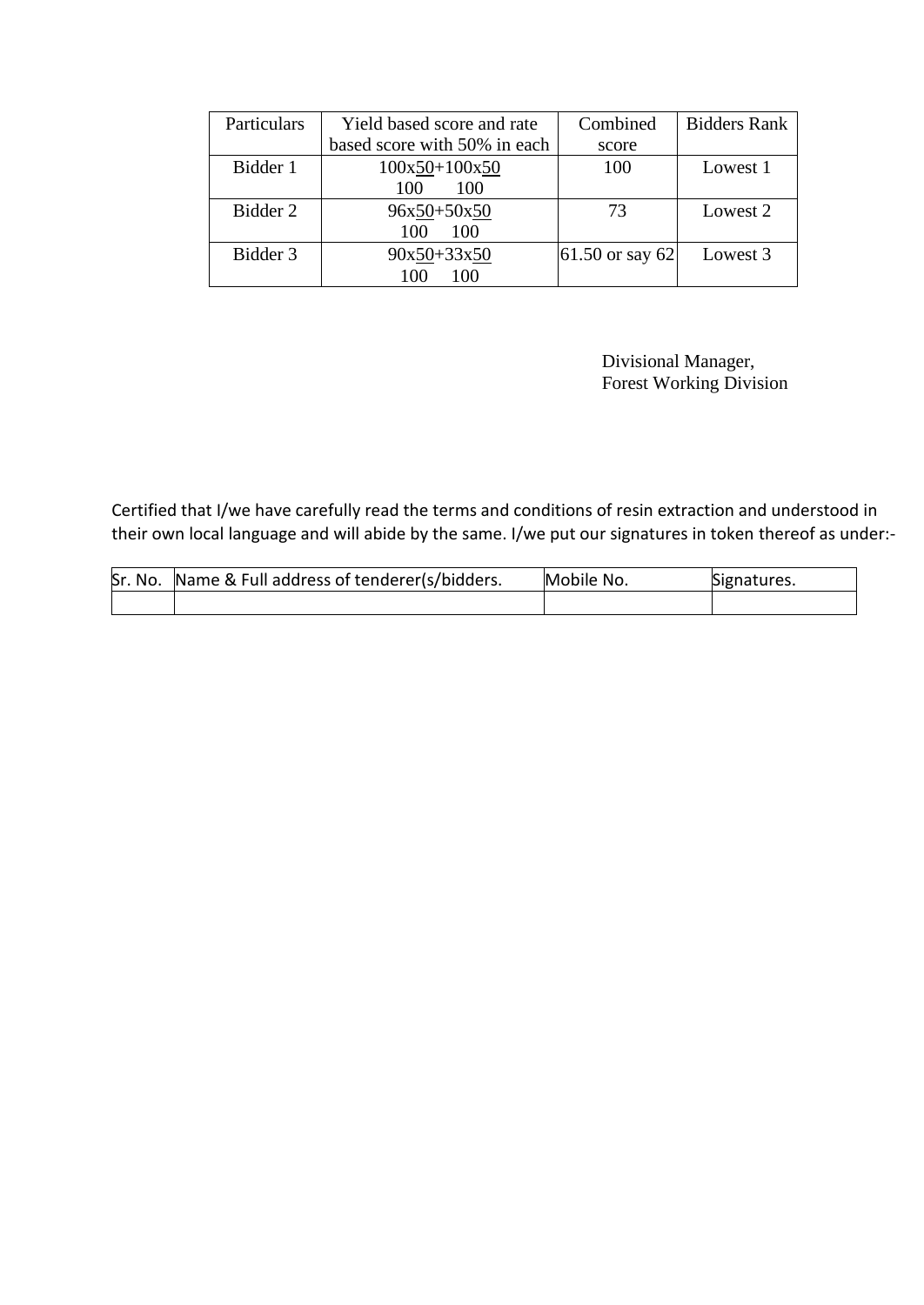| Particulars | Yield based score and rate based score with 50% in each | Combined score | Bidders Rank |
|---|---|---|---|
| Bidder 1 | $100 \times \frac{50}{100} + 100 \times \frac{50}{100}$ | 100 | Lowest 1 |
| Bidder 2 | $96 \times \frac{50}{100} + 50 \times \frac{50}{100}$ | 73 | Lowest 2 |
| Bidder 3 | $90 \times \frac{50}{100} + 33 \times \frac{50}{100}$ | 61.50 or say 62 | Lowest 3 |

Divisional Manager,
Forest Working Division

Certified that I/we have carefully read the terms and conditions of resin extraction and understood in their own local language and will abide by the same. I/we put our signatures in token thereof as under:-

| Sr. No. | Name & Full address of tenderer(s/bidders. | Mobile No. | Signatures. |
|---|---|---|---|
| | | | |